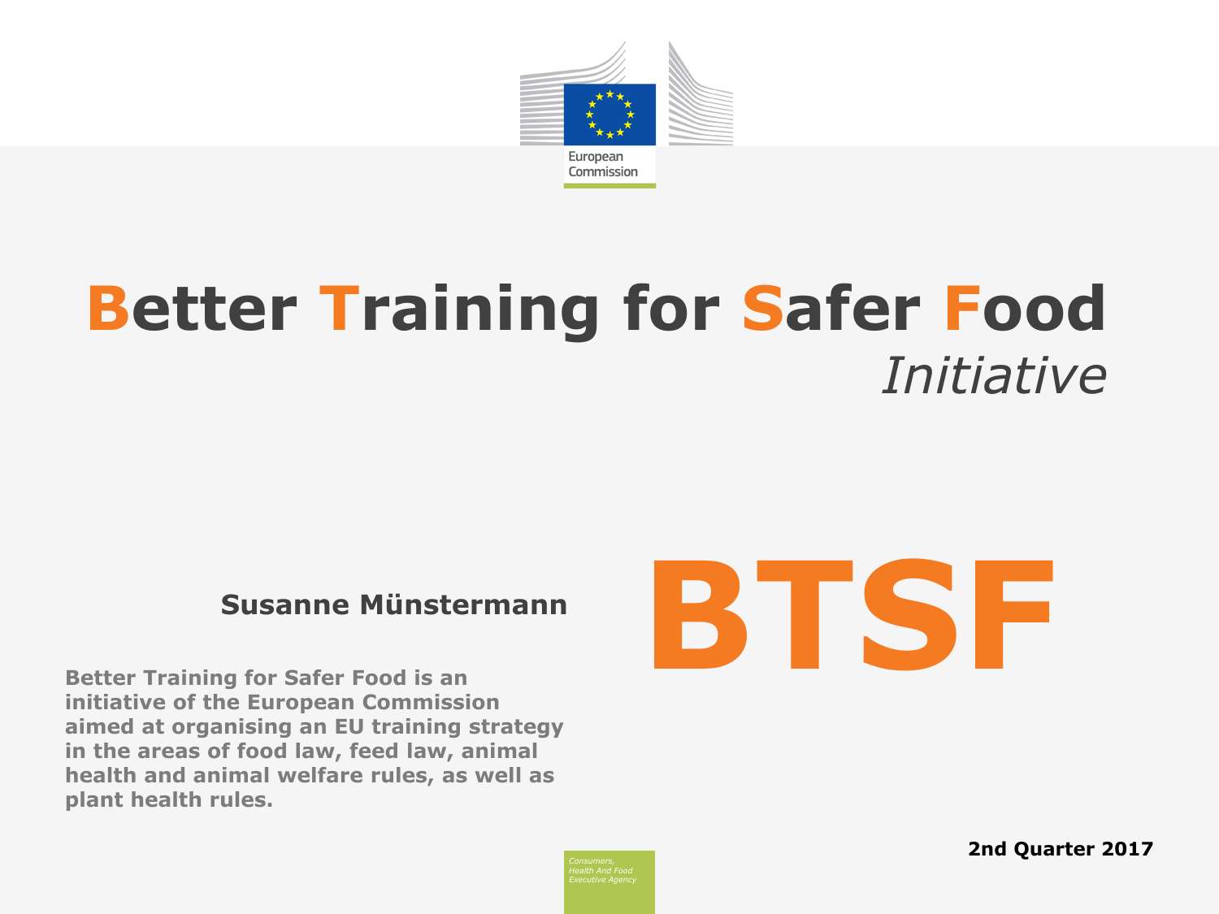European Commission

# Better Training for Safer Food

*Initiative*

**Susanne Münstermann**

# BTSF

**Better Training for Safer Food is an initiative of the European Commission aimed at organising an EU training strategy in the areas of food law, feed law, animal health and animal welfare rules, as well as plant health rules.**

**2nd Quarter 2017**

*Consumers, Health And Food Executive Agency*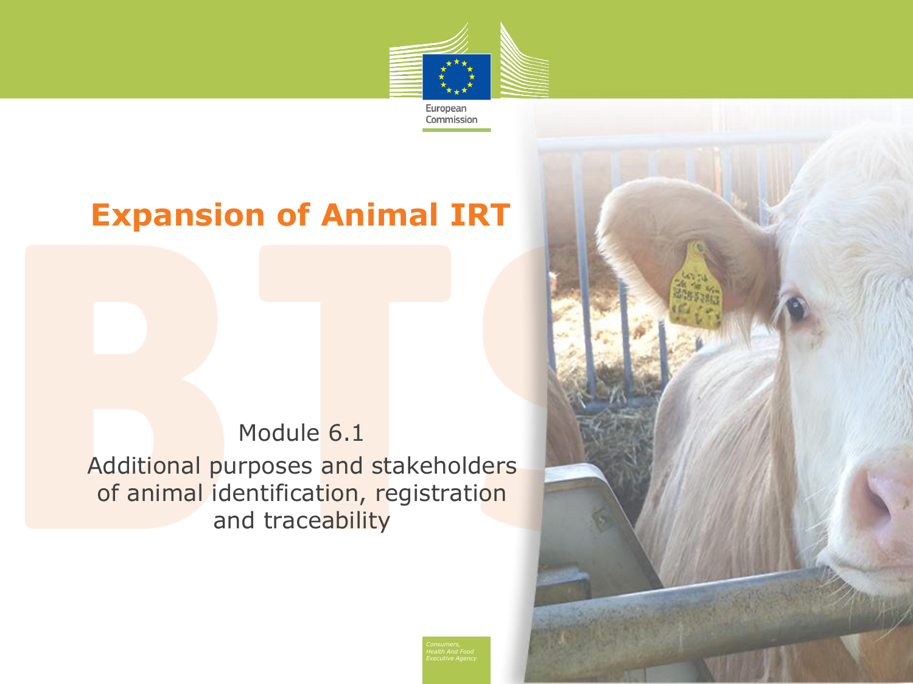# Expansion of Animal IRT

Module 6.1

Additional purposes and stakeholders of animal identification, registration and traceability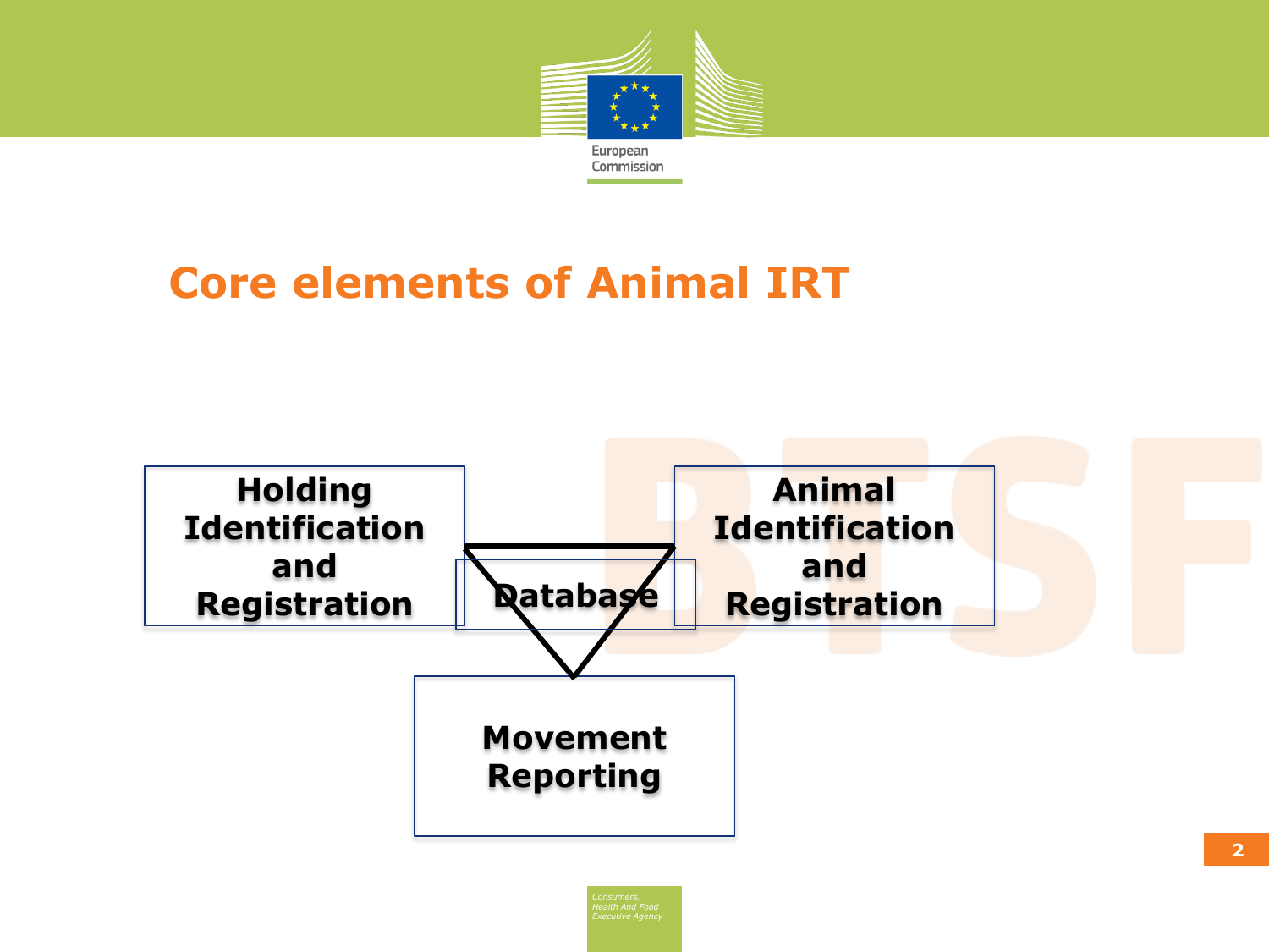# Core elements of Animal IRT

Holding Identification and Registration

Database

Animal Identification and Registration

Movement Reporting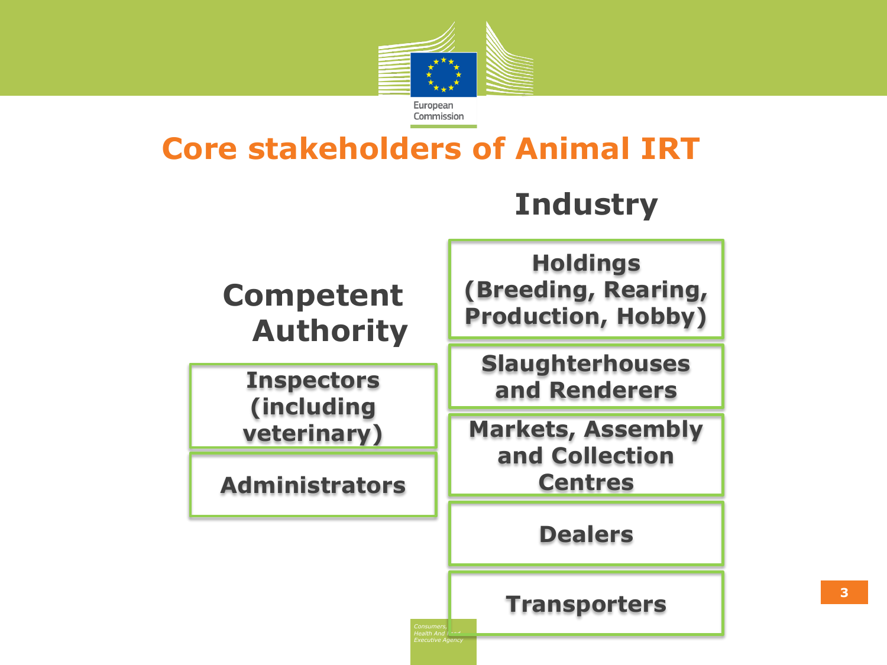# Core stakeholders of Animal IRT

## Competent Authority

- Inspectors (including veterinary)
- Administrators

## Industry

- Holdings (Breeding, Rearing, Production, Hobby)
- Slaughterhouses and Renderers
- Markets, Assembly and Collection Centres
- Dealers
- Transporters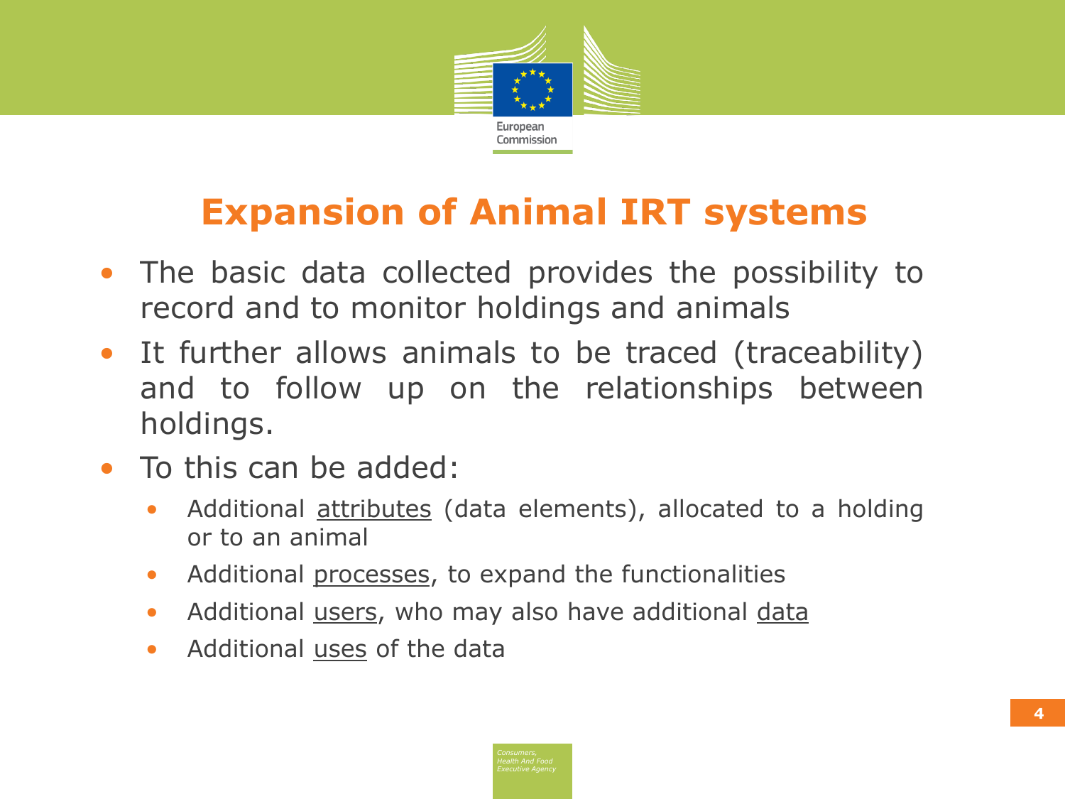# Expansion of Animal IRT systems

- The basic data collected provides the possibility to record and to monitor holdings and animals
- It further allows animals to be traced (traceability) and to follow up on the relationships between holdings.
- To this can be added:
  - Additional attributes (data elements), allocated to a holding or to an animal
  - Additional processes, to expand the functionalities
  - Additional users, who may also have additional data
  - Additional uses of the data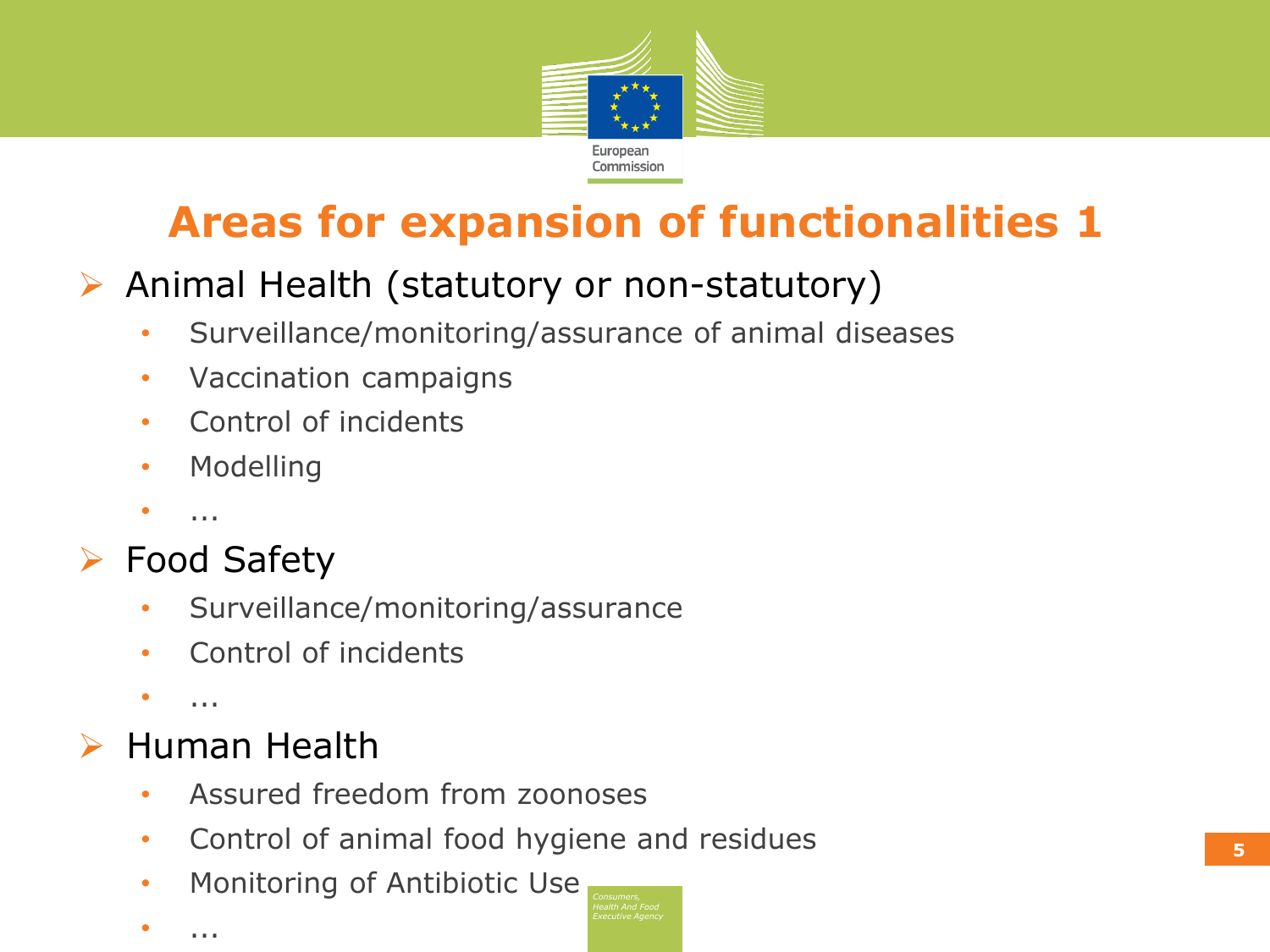# Areas for expansion of functionalities 1

- Animal Health (statutory or non-statutory)
  - Surveillance/monitoring/assurance of animal diseases
  - Vaccination campaigns
  - Control of incidents
  - Modelling
  - ...
- Food Safety
  - Surveillance/monitoring/assurance
  - Control of incidents
  - ...
- Human Health
  - Assured freedom from zoonoses
  - Control of animal food hygiene and residues
  - Monitoring of Antibiotic Use
  - ...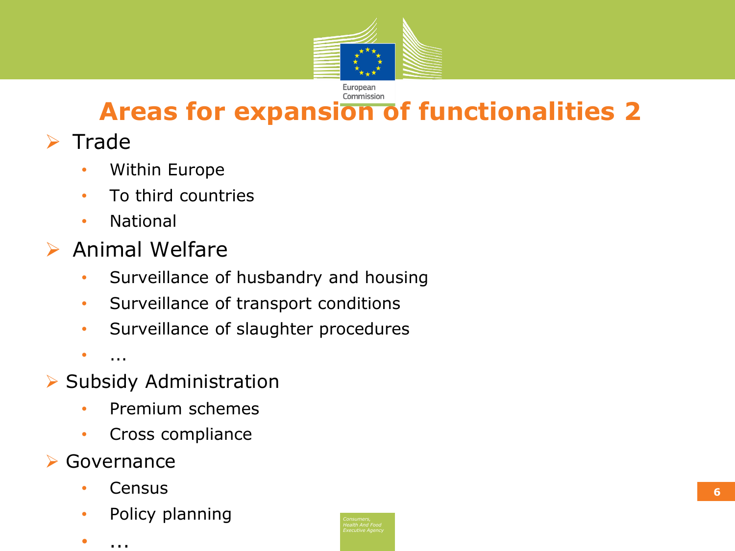# Areas for expansion of functionalities 2

- Trade
  - Within Europe
  - To third countries
  - National
- Animal Welfare
  - Surveillance of husbandry and housing
  - Surveillance of transport conditions
  - Surveillance of slaughter procedures
  - ...
- Subsidy Administration
  - Premium schemes
  - Cross compliance
- Governance
  - Census
  - Policy planning
  - ...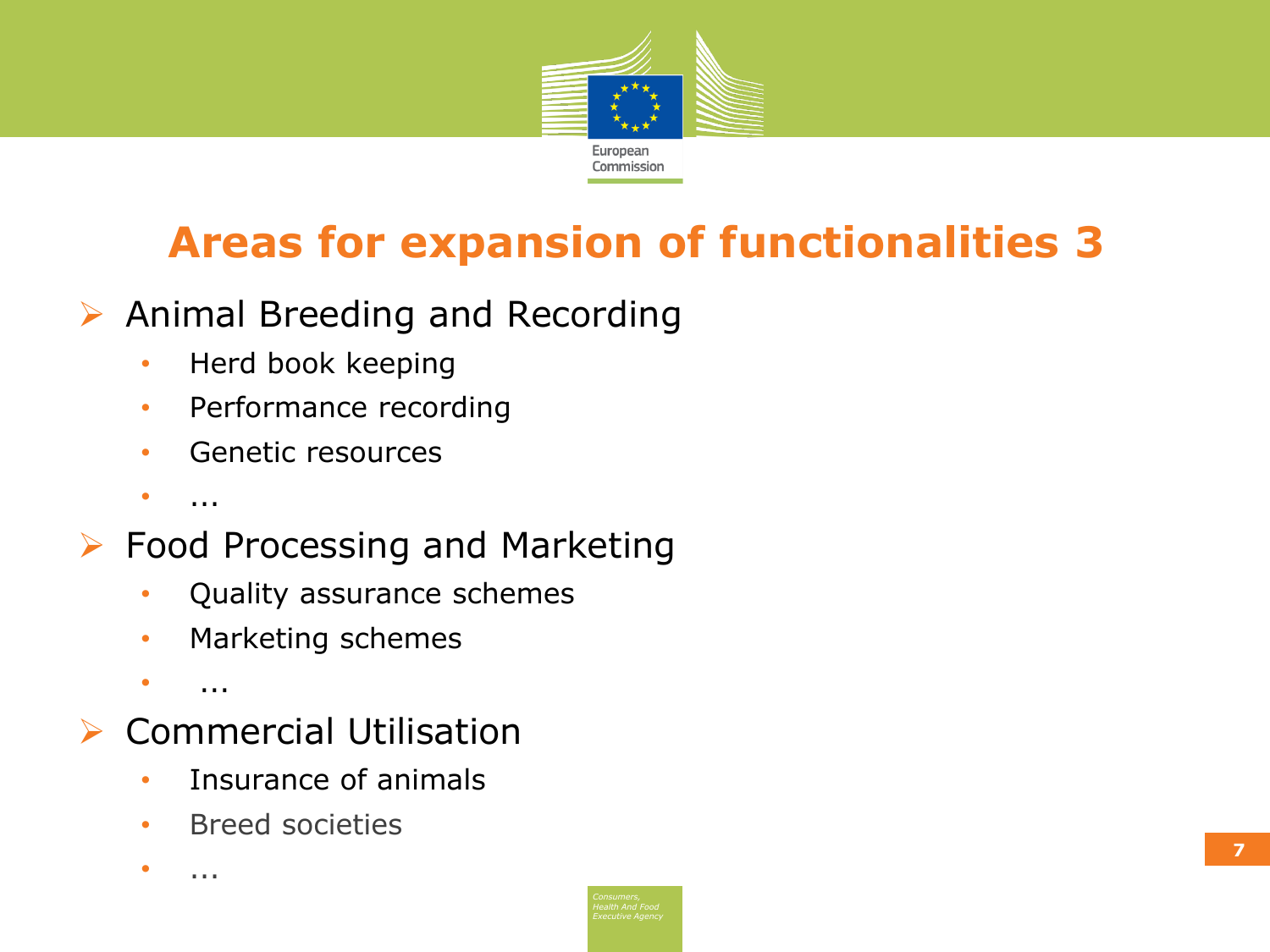# Areas for expansion of functionalities 3

- Animal Breeding and Recording
  - Herd book keeping
  - Performance recording
  - Genetic resources
  - ...
- Food Processing and Marketing
  - Quality assurance schemes
  - Marketing schemes
  - ...
- Commercial Utilisation
  - Insurance of animals
  - Breed societies
  - ...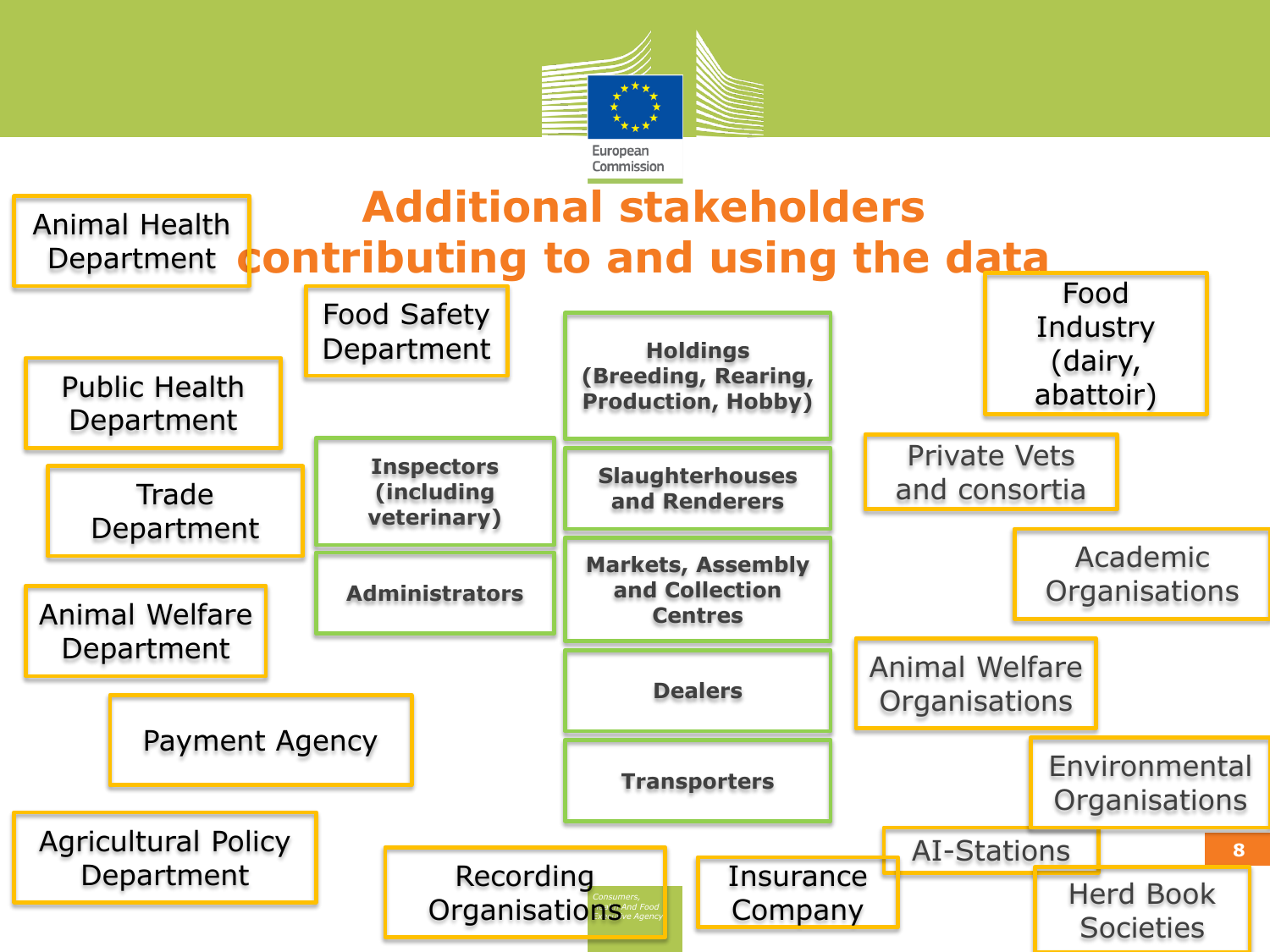# Additional stakeholders contributing to and using the data

- Animal Health Department
- Food Safety Department
- Public Health Department
- Trade Department
- Animal Welfare Department
- Payment Agency
- Agricultural Policy Department
- Recording Organisations
- Insurance Company
- AI-Stations
- Herd Book Societies
- Environmental Organisations
- Animal Welfare Organisations
- Academic Organisations
- Private Vets and consortia
- Food Industry (dairy, abattoir)

**Inspectors (including veterinary)**

**Administrators**

**Holdings (Breeding, Rearing, Production, Hobby)**

**Slaughterhouses and Renderers**

**Markets, Assembly and Collection Centres**

**Dealers**

**Transporters**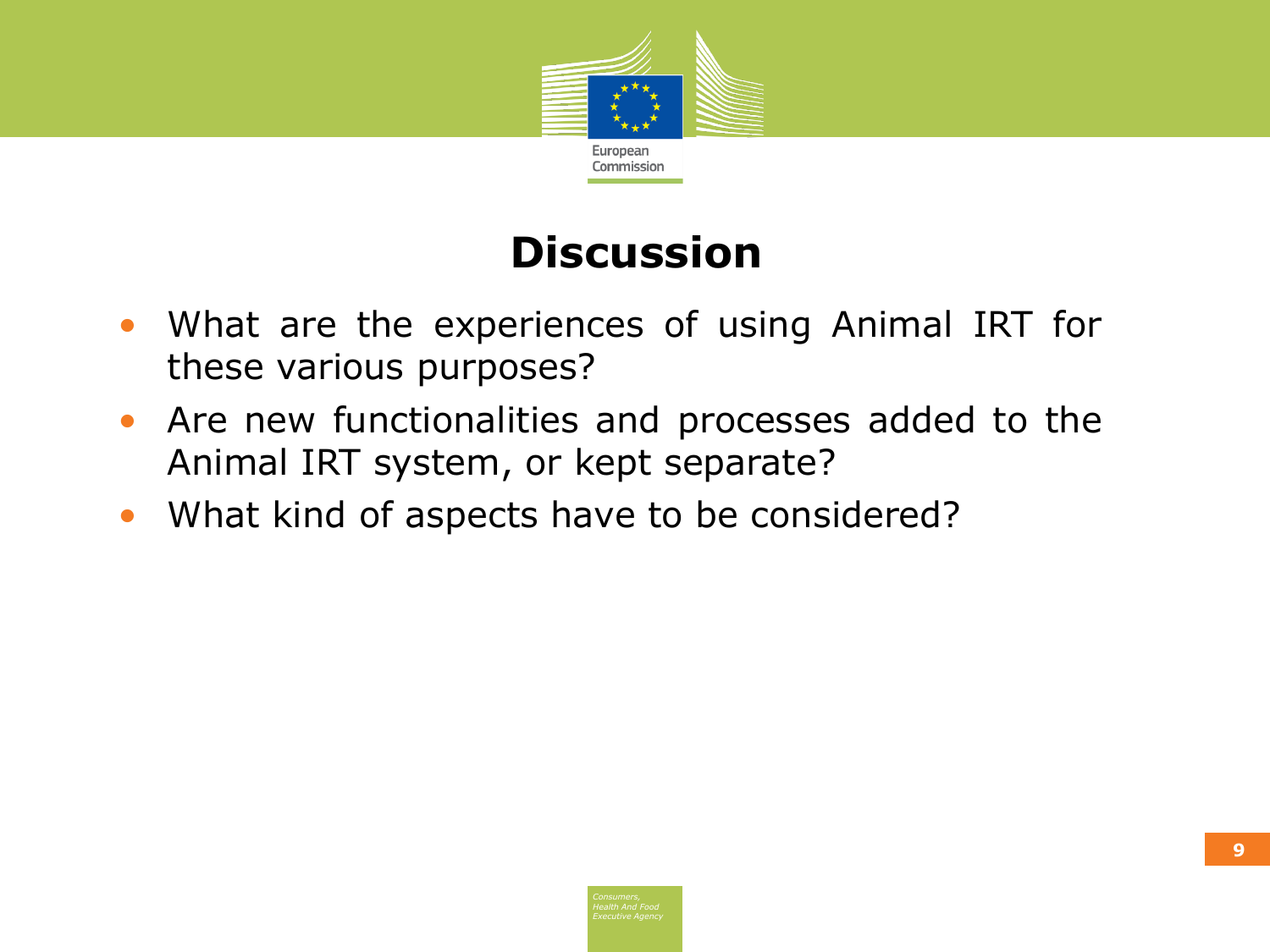# Discussion

- What are the experiences of using Animal IRT for these various purposes?
- Are new functionalities and processes added to the Animal IRT system, or kept separate?
- What kind of aspects have to be considered?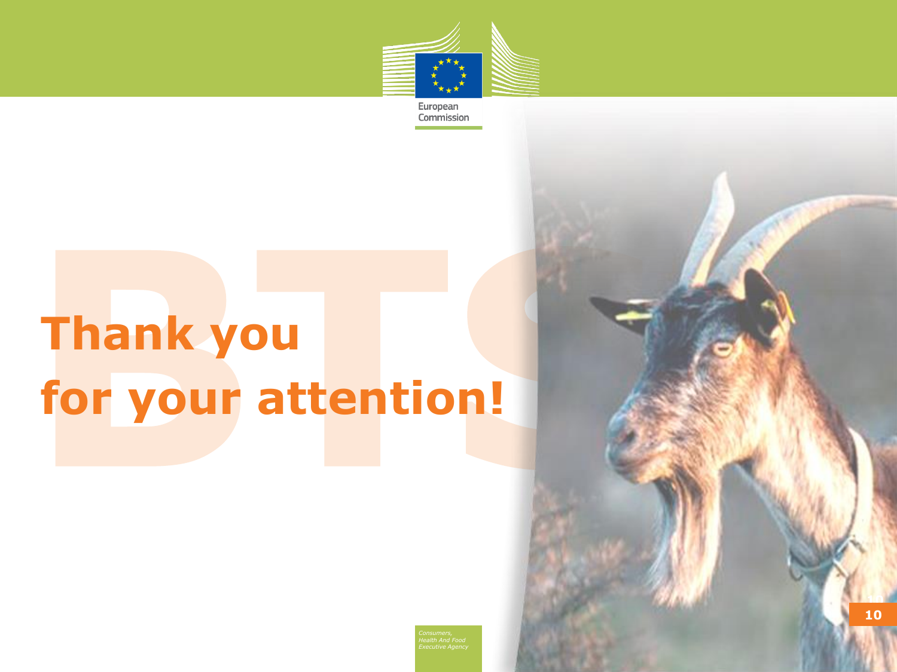# Thank you for your attention!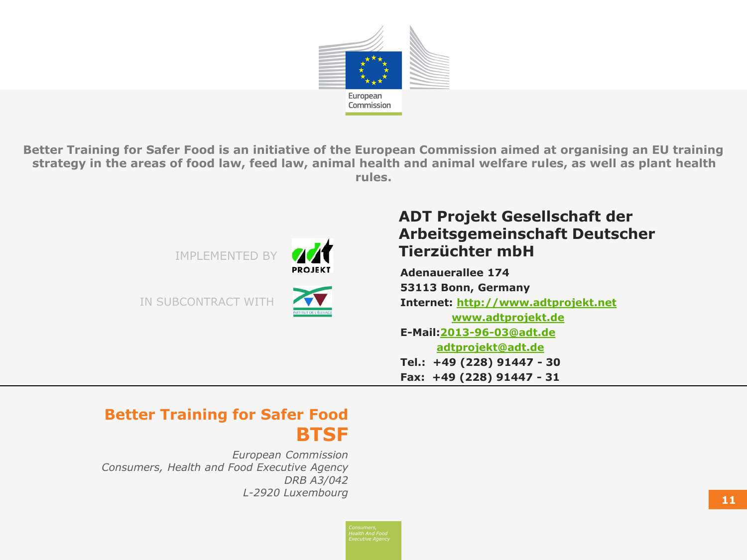European Commission

**Better Training for Safer Food is an initiative of the European Commission aimed at organising an EU training strategy in the areas of food law, feed law, animal health and animal welfare rules, as well as plant health rules.**

IMPLEMENTED BY

PROJEKT

IN SUBCONTRACT WITH

INSTITUT DE L'ÉLEVAGE

## ADT Projekt Gesellschaft der Arbeitsgemeinschaft Deutscher Tierzüchter mbH

**Adenauerallee 174**
**53113 Bonn, Germany**
**Internet: http://www.adtprojekt.net**
**www.adtprojekt.de**
**E-Mail: 2013-96-03@adt.de**
**adtprojekt@adt.de**
**Tel.: +49 (228) 91447 - 30**
**Fax: +49 (228) 91447 - 31**

## Better Training for Safer Food
## BTSF

*European Commission*
*Consumers, Health and Food Executive Agency*
*DRB A3/042*
*L-2920 Luxembourg*

*Consumers, Health And Food Executive Agency*